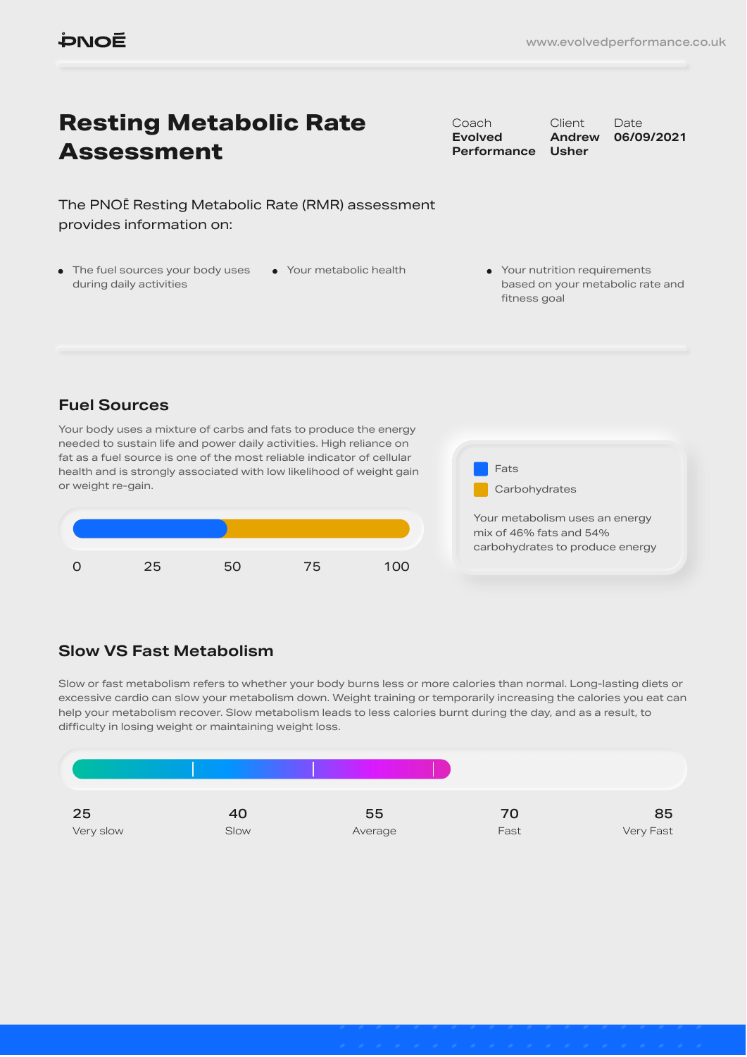PNOĒ

www.evolvedperformance.co.uk

# Resting Metabolic Rate Assessment

| Coach | Client | Date |
|---|---|---|
| **Evolved Performance** | **Andrew Usher** | **06/09/2021** |

The PNOĒ Resting Metabolic Rate (RMR) assessment provides information on:

- The fuel sources your body uses during daily activities
- Your metabolic health
- Your nutrition requirements based on your metabolic rate and fitness goal

## Fuel Sources

Your body uses a mixture of carbs and fats to produce the energy needed to sustain life and power daily activities. High reliance on fat as a fuel source is one of the most reliable indicator of cellular health and is strongly associated with low likelihood of weight gain or weight re-gain.

0 25 50 75 100

- Fats
- Carbohydrates

Your metabolism uses an energy mix of 46% fats and 54% carbohydrates to produce energy

## Slow VS Fast Metabolism

Slow or fast metabolism refers to whether your body burns less or more calories than normal. Long-lasting diets or excessive cardio can slow your metabolism down. Weight training or temporarily increasing the calories you eat can help your metabolism recover. Slow metabolism leads to less calories burnt during the day, and as a result, to difficulty in losing weight or maintaining weight loss.

| 25 | 40 | 55 | 70 | 85 |
|---|---|---|---|---|
| Very slow | Slow | Average | Fast | Very Fast |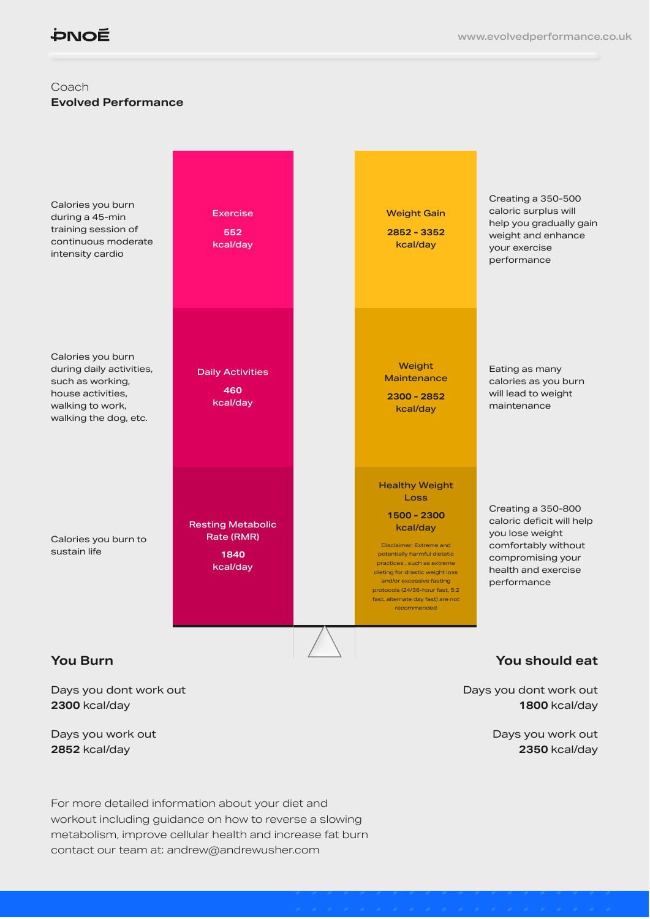Coach
**Evolved Performance**

Calories you burn during a 45-min training session of continuous moderate intensity cardio

Exercise

**552**
kcal/day

Calories you burn during daily activities, such as working, house activities, walking to work, walking the dog, etc.

Daily Activities

**460**
kcal/day

Calories you burn to sustain life

Resting Metabolic Rate (RMR)

**1840**
kcal/day

Weight Gain

**2852 - 3352**
kcal/day

Creating a 350-500 caloric surplus will help you gradually gain weight and enhance your exercise performance

Weight Maintenance

**2300 - 2852**
kcal/day

Eating as many calories as you burn will lead to weight maintenance

Healthy Weight Loss

**1500 - 2300**
kcal/day

Disclaimer: Extreme and potentially harmful dietetic practices , such as extreme dieting for drastic weight loss and/or excessive fasting protocols (24/36-hour fast, 5:2 fast, alternate day fast) are not recommended

Creating a 350-800 caloric deficit will help you lose weight comfortably without compromising your health and exercise performance

## You Burn

Days you dont work out
**2300** kcal/day

Days you work out
**2852** kcal/day

## You should eat

Days you dont work out
**1800** kcal/day

Days you work out
**2350** kcal/day

For more detailed information about your diet and workout including guidance on how to reverse a slowing metabolism, improve cellular health and increase fat burn contact our team at: andrew@andrewusher.com